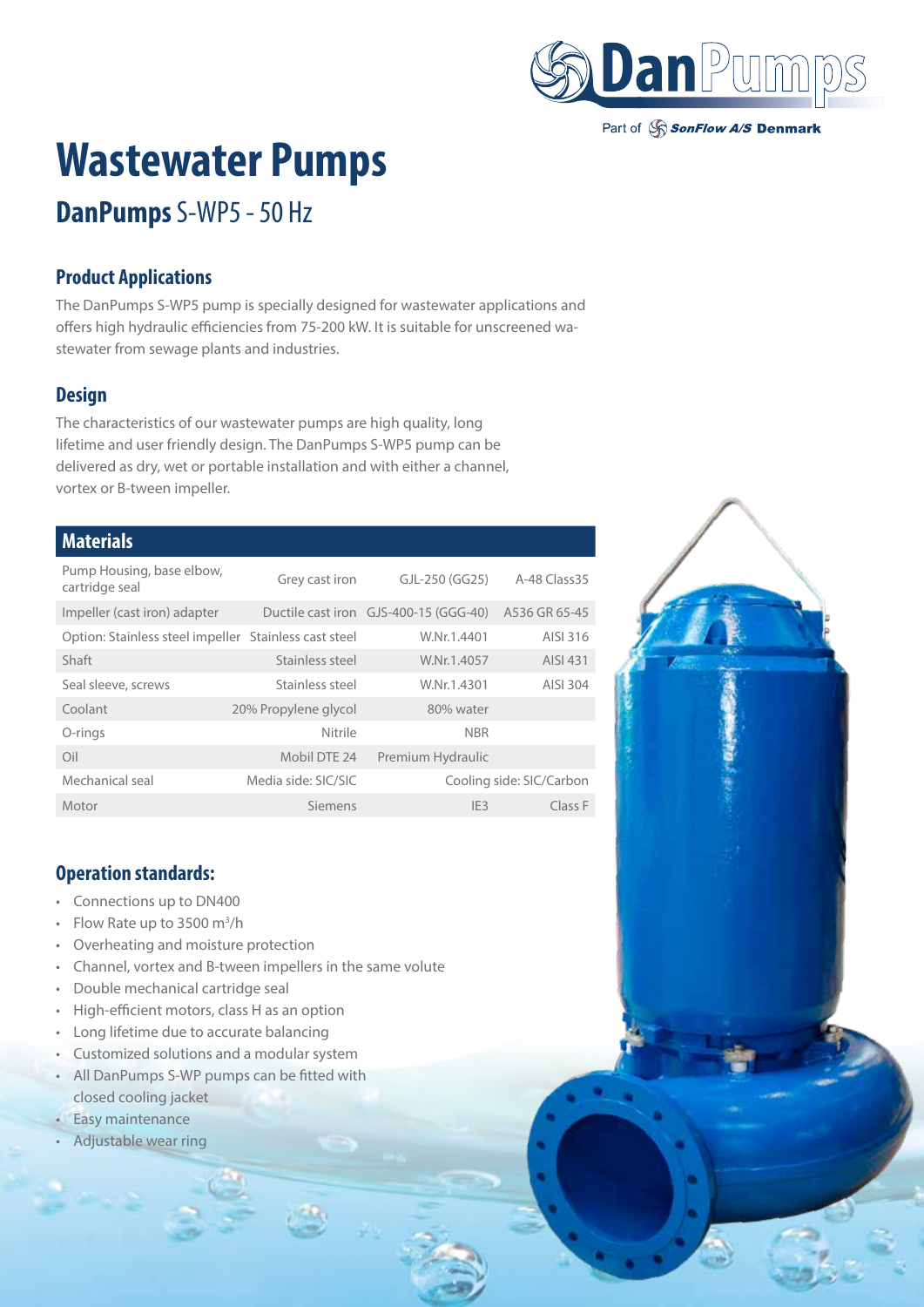DanPumps

Part of SonFlow A/S Denmark

# Wastewater Pumps

## DanPumps S-WP5 - 50 Hz

### Product Applications

The DanPumps S-WP5 pump is specially designed for wastewater applications and offers high hydraulic efficiencies from 75-200 kW. It is suitable for unscreened wastewater from sewage plants and industries.

### Design

The characteristics of our wastewater pumps are high quality, long lifetime and user friendly design. The DanPumps S-WP5 pump can be delivered as dry, wet or portable installation and with either a channel, vortex or B-tween impeller.

### Materials

| | | | |
|---|---|---|---|
| Pump Housing, base elbow, cartridge seal | Grey cast iron | GJL-250 (GG25) | A-48 Class35 |
| Impeller (cast iron) adapter | Ductile cast iron | GJS-400-15 (GGG-40) | A536 GR 65-45 |
| Option: Stainless steel impeller | Stainless cast steel | W.Nr.1.4401 | AISI 316 |
| Shaft | Stainless steel | W.Nr.1.4057 | AISI 431 |
| Seal sleeve, screws | Stainless steel | W.Nr.1.4301 | AISI 304 |
| Coolant | 20% Propylene glycol | 80% water | |
| O-rings | Nitrile | NBR | |
| Oil | Mobil DTE 24 | Premium Hydraulic | |
| Mechanical seal | Media side: SIC/SIC | Cooling side: SIC/Carbon | |
| Motor | Siemens | IE3 | Class F |

### Operation standards:

- Connections up to DN400
- Flow Rate up to 3500 m³/h
- Overheating and moisture protection
- Channel, vortex and B-tween impellers in the same volute
- Double mechanical cartridge seal
- High-efficient motors, class H as an option
- Long lifetime due to accurate balancing
- Customized solutions and a modular system
- All DanPumps S-WP pumps can be fitted with closed cooling jacket
- Easy maintenance
- Adjustable wear ring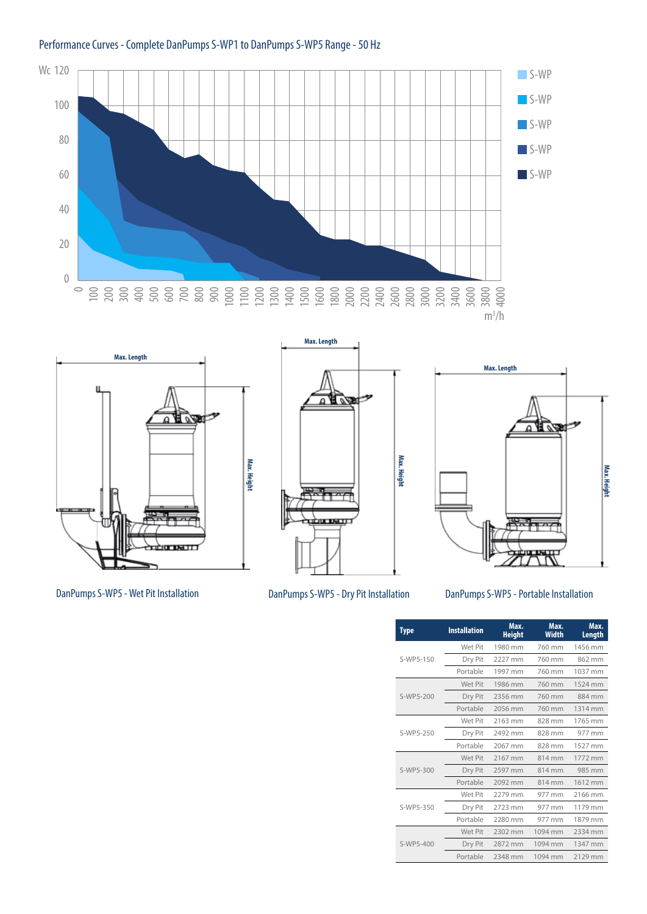## Performance Curves - Complete DanPumps S-WP1 to DanPumps S-WP5 Range - 50 Hz

DanPumps S-WP5 - Wet Pit Installation

DanPumps S-WP5 - Dry Pit Installation

DanPumps S-WP5 - Portable Installation

| Type | Installation | Max. Height | Max. Width | Max. Length |
|---|---|---|---|---|
| S-WP5-150 | Wet Pit | 1980 mm | 760 mm | 1456 mm |
| | Dry Pit | 2227 mm | 760 mm | 862 mm |
| | Portable | 1997 mm | 760 mm | 1037 mm |
| S-WP5-200 | Wet Pit | 1986 mm | 760 mm | 1524 mm |
| | Dry Pit | 2356 mm | 760 mm | 884 mm |
| | Portable | 2056 mm | 760 mm | 1314 mm |
| S-WP5-250 | Wet Pit | 2163 mm | 828 mm | 1765 mm |
| | Dry Pit | 2492 mm | 828 mm | 977 mm |
| | Portable | 2067 mm | 828 mm | 1527 mm |
| S-WP5-300 | Wet Pit | 2167 mm | 814 mm | 1772 mm |
| | Dry Pit | 2597 mm | 814 mm | 985 mm |
| | Portable | 2092 mm | 814 mm | 1612 mm |
| S-WP5-350 | Wet Pit | 2279 mm | 977 mm | 2166 mm |
| | Dry Pit | 2723 mm | 977 mm | 1179 mm |
| | Portable | 2280 mm | 977 mm | 1879 mm |
| S-WP5-400 | Wet Pit | 2302 mm | 1094 mm | 2334 mm |
| | Dry Pit | 2872 mm | 1094 mm | 1347 mm |
| | Portable | 2348 mm | 1094 mm | 2129 mm |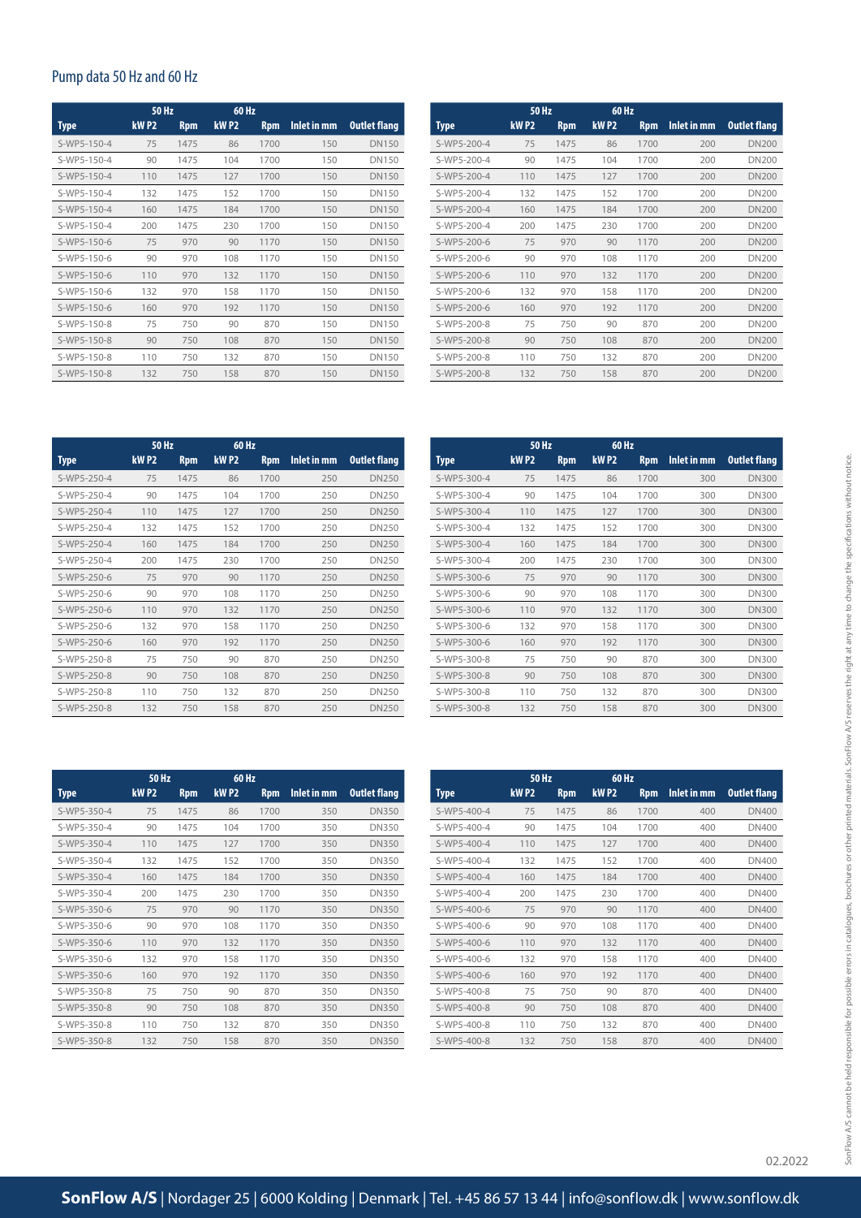## Pump data 50 Hz and 60 Hz

| | 50 Hz | | 60 Hz | | | |
|---|---|---|---|---|---|---|
| Type | kW P2 | Rpm | kW P2 | Rpm | Inlet in mm | Outlet flang |
| S-WP5-150-4 | 75 | 1475 | 86 | 1700 | 150 | DN150 |
| S-WP5-150-4 | 90 | 1475 | 104 | 1700 | 150 | DN150 |
| S-WP5-150-4 | 110 | 1475 | 127 | 1700 | 150 | DN150 |
| S-WP5-150-4 | 132 | 1475 | 152 | 1700 | 150 | DN150 |
| S-WP5-150-4 | 160 | 1475 | 184 | 1700 | 150 | DN150 |
| S-WP5-150-4 | 200 | 1475 | 230 | 1700 | 150 | DN150 |
| S-WP5-150-6 | 75 | 970 | 90 | 1170 | 150 | DN150 |
| S-WP5-150-6 | 90 | 970 | 108 | 1170 | 150 | DN150 |
| S-WP5-150-6 | 110 | 970 | 132 | 1170 | 150 | DN150 |
| S-WP5-150-6 | 132 | 970 | 158 | 1170 | 150 | DN150 |
| S-WP5-150-6 | 160 | 970 | 192 | 1170 | 150 | DN150 |
| S-WP5-150-8 | 75 | 750 | 90 | 870 | 150 | DN150 |
| S-WP5-150-8 | 90 | 750 | 108 | 870 | 150 | DN150 |
| S-WP5-150-8 | 110 | 750 | 132 | 870 | 150 | DN150 |
| S-WP5-150-8 | 132 | 750 | 158 | 870 | 150 | DN150 |

| | 50 Hz | | 60 Hz | | | |
|---|---|---|---|---|---|---|
| Type | kW P2 | Rpm | kW P2 | Rpm | Inlet in mm | Outlet flang |
| S-WP5-200-4 | 75 | 1475 | 86 | 1700 | 200 | DN200 |
| S-WP5-200-4 | 90 | 1475 | 104 | 1700 | 200 | DN200 |
| S-WP5-200-4 | 110 | 1475 | 127 | 1700 | 200 | DN200 |
| S-WP5-200-4 | 132 | 1475 | 152 | 1700 | 200 | DN200 |
| S-WP5-200-4 | 160 | 1475 | 184 | 1700 | 200 | DN200 |
| S-WP5-200-4 | 200 | 1475 | 230 | 1700 | 200 | DN200 |
| S-WP5-200-6 | 75 | 970 | 90 | 1170 | 200 | DN200 |
| S-WP5-200-6 | 90 | 970 | 108 | 1170 | 200 | DN200 |
| S-WP5-200-6 | 110 | 970 | 132 | 1170 | 200 | DN200 |
| S-WP5-200-6 | 132 | 970 | 158 | 1170 | 200 | DN200 |
| S-WP5-200-6 | 160 | 970 | 192 | 1170 | 200 | DN200 |
| S-WP5-200-8 | 75 | 750 | 90 | 870 | 200 | DN200 |
| S-WP5-200-8 | 90 | 750 | 108 | 870 | 200 | DN200 |
| S-WP5-200-8 | 110 | 750 | 132 | 870 | 200 | DN200 |
| S-WP5-200-8 | 132 | 750 | 158 | 870 | 200 | DN200 |

| | 50 Hz | | 60 Hz | | | |
|---|---|---|---|---|---|---|
| Type | kW P2 | Rpm | kW P2 | Rpm | Inlet in mm | Outlet flang |
| S-WP5-250-4 | 75 | 1475 | 86 | 1700 | 250 | DN250 |
| S-WP5-250-4 | 90 | 1475 | 104 | 1700 | 250 | DN250 |
| S-WP5-250-4 | 110 | 1475 | 127 | 1700 | 250 | DN250 |
| S-WP5-250-4 | 132 | 1475 | 152 | 1700 | 250 | DN250 |
| S-WP5-250-4 | 160 | 1475 | 184 | 1700 | 250 | DN250 |
| S-WP5-250-4 | 200 | 1475 | 230 | 1700 | 250 | DN250 |
| S-WP5-250-6 | 75 | 970 | 90 | 1170 | 250 | DN250 |
| S-WP5-250-6 | 90 | 970 | 108 | 1170 | 250 | DN250 |
| S-WP5-250-6 | 110 | 970 | 132 | 1170 | 250 | DN250 |
| S-WP5-250-6 | 132 | 970 | 158 | 1170 | 250 | DN250 |
| S-WP5-250-6 | 160 | 970 | 192 | 1170 | 250 | DN250 |
| S-WP5-250-8 | 75 | 750 | 90 | 870 | 250 | DN250 |
| S-WP5-250-8 | 90 | 750 | 108 | 870 | 250 | DN250 |
| S-WP5-250-8 | 110 | 750 | 132 | 870 | 250 | DN250 |
| S-WP5-250-8 | 132 | 750 | 158 | 870 | 250 | DN250 |

| | 50 Hz | | 60 Hz | | | |
|---|---|---|---|---|---|---|
| Type | kW P2 | Rpm | kW P2 | Rpm | Inlet in mm | Outlet flang |
| S-WP5-300-4 | 75 | 1475 | 86 | 1700 | 300 | DN300 |
| S-WP5-300-4 | 90 | 1475 | 104 | 1700 | 300 | DN300 |
| S-WP5-300-4 | 110 | 1475 | 127 | 1700 | 300 | DN300 |
| S-WP5-300-4 | 132 | 1475 | 152 | 1700 | 300 | DN300 |
| S-WP5-300-4 | 160 | 1475 | 184 | 1700 | 300 | DN300 |
| S-WP5-300-4 | 200 | 1475 | 230 | 1700 | 300 | DN300 |
| S-WP5-300-6 | 75 | 970 | 90 | 1170 | 300 | DN300 |
| S-WP5-300-6 | 90 | 970 | 108 | 1170 | 300 | DN300 |
| S-WP5-300-6 | 110 | 970 | 132 | 1170 | 300 | DN300 |
| S-WP5-300-6 | 132 | 970 | 158 | 1170 | 300 | DN300 |
| S-WP5-300-6 | 160 | 970 | 192 | 1170 | 300 | DN300 |
| S-WP5-300-8 | 75 | 750 | 90 | 870 | 300 | DN300 |
| S-WP5-300-8 | 90 | 750 | 108 | 870 | 300 | DN300 |
| S-WP5-300-8 | 110 | 750 | 132 | 870 | 300 | DN300 |
| S-WP5-300-8 | 132 | 750 | 158 | 870 | 300 | DN300 |

| | 50 Hz | | 60 Hz | | | |
|---|---|---|---|---|---|---|
| Type | kW P2 | Rpm | kW P2 | Rpm | Inlet in mm | Outlet flang |
| S-WP5-350-4 | 75 | 1475 | 86 | 1700 | 350 | DN350 |
| S-WP5-350-4 | 90 | 1475 | 104 | 1700 | 350 | DN350 |
| S-WP5-350-4 | 110 | 1475 | 127 | 1700 | 350 | DN350 |
| S-WP5-350-4 | 132 | 1475 | 152 | 1700 | 350 | DN350 |
| S-WP5-350-4 | 160 | 1475 | 184 | 1700 | 350 | DN350 |
| S-WP5-350-4 | 200 | 1475 | 230 | 1700 | 350 | DN350 |
| S-WP5-350-6 | 75 | 970 | 90 | 1170 | 350 | DN350 |
| S-WP5-350-6 | 90 | 970 | 108 | 1170 | 350 | DN350 |
| S-WP5-350-6 | 110 | 970 | 132 | 1170 | 350 | DN350 |
| S-WP5-350-6 | 132 | 970 | 158 | 1170 | 350 | DN350 |
| S-WP5-350-6 | 160 | 970 | 192 | 1170 | 350 | DN350 |
| S-WP5-350-8 | 75 | 750 | 90 | 870 | 350 | DN350 |
| S-WP5-350-8 | 90 | 750 | 108 | 870 | 350 | DN350 |
| S-WP5-350-8 | 110 | 750 | 132 | 870 | 350 | DN350 |
| S-WP5-350-8 | 132 | 750 | 158 | 870 | 350 | DN350 |

| | 50 Hz | | 60 Hz | | | |
|---|---|---|---|---|---|---|
| Type | kW P2 | Rpm | kW P2 | Rpm | Inlet in mm | Outlet flang |
| S-WP5-400-4 | 75 | 1475 | 86 | 1700 | 400 | DN400 |
| S-WP5-400-4 | 90 | 1475 | 104 | 1700 | 400 | DN400 |
| S-WP5-400-4 | 110 | 1475 | 127 | 1700 | 400 | DN400 |
| S-WP5-400-4 | 132 | 1475 | 152 | 1700 | 400 | DN400 |
| S-WP5-400-4 | 160 | 1475 | 184 | 1700 | 400 | DN400 |
| S-WP5-400-4 | 200 | 1475 | 230 | 1700 | 400 | DN400 |
| S-WP5-400-6 | 75 | 970 | 90 | 1170 | 400 | DN400 |
| S-WP5-400-6 | 90 | 970 | 108 | 1170 | 400 | DN400 |
| S-WP5-400-6 | 110 | 970 | 132 | 1170 | 400 | DN400 |
| S-WP5-400-6 | 132 | 970 | 158 | 1170 | 400 | DN400 |
| S-WP5-400-6 | 160 | 970 | 192 | 1170 | 400 | DN400 |
| S-WP5-400-8 | 75 | 750 | 90 | 870 | 400 | DN400 |
| S-WP5-400-8 | 90 | 750 | 108 | 870 | 400 | DN400 |
| S-WP5-400-8 | 110 | 750 | 132 | 870 | 400 | DN400 |
| S-WP5-400-8 | 132 | 750 | 158 | 870 | 400 | DN400 |

02.2022

SonFlow A/S cannot be held responsible for possible errors in catalogues, brochures or other printed materials. SonFlow A/S reserves the right at any time to change the specifications without notice.

**SonFlow A/S** | Nordager 25 | 6000 Kolding | Denmark | Tel. +45 86 57 13 44 | info@sonflow.dk | www.sonflow.dk